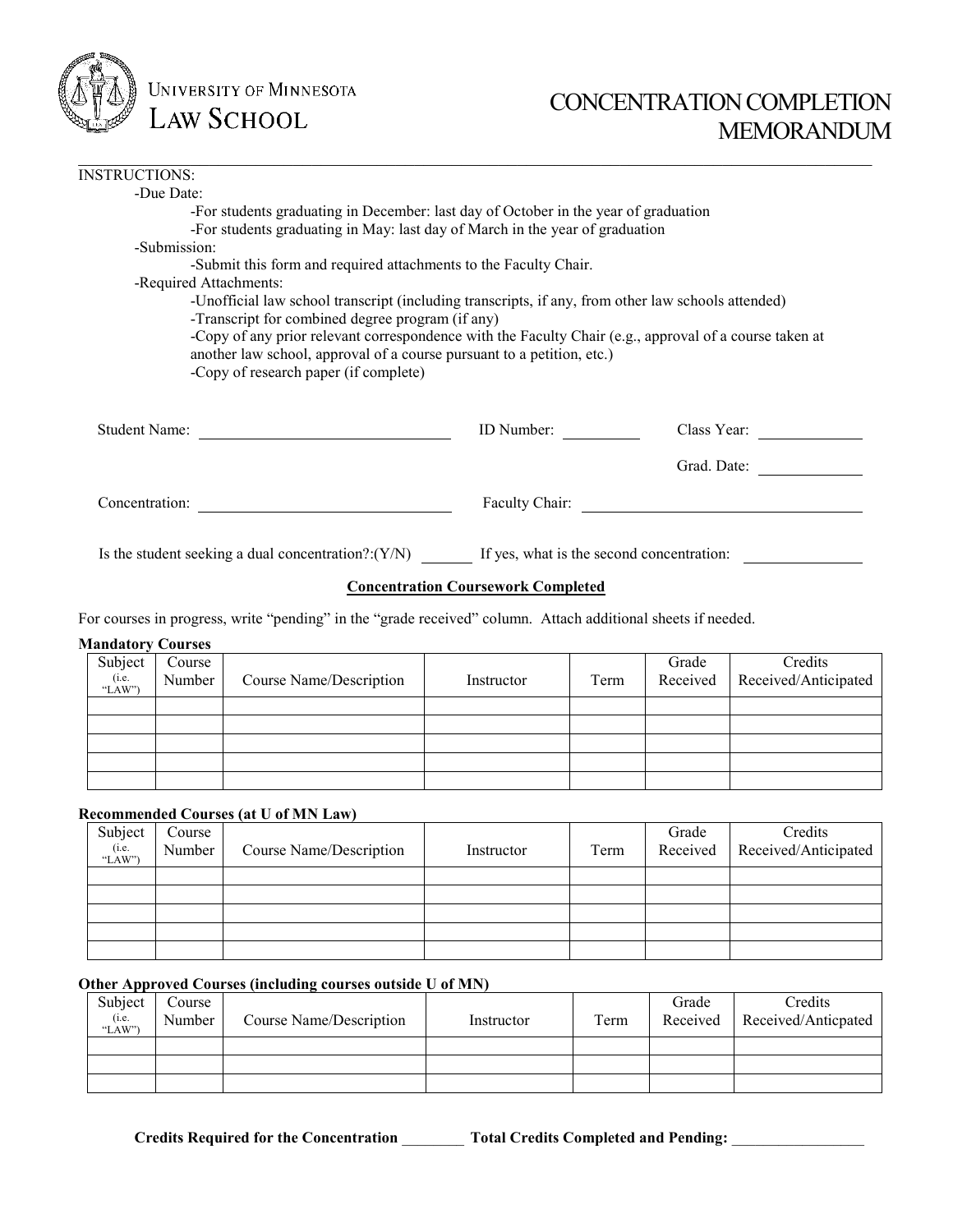UNIVERSITY OF MINNESOTA
LAW SCHOOL

# CONCENTRATION COMPLETION MEMORANDUM

INSTRUCTIONS:

- Due Date:
  - For students graduating in December: last day of October in the year of graduation
  - For students graduating in May: last day of March in the year of graduation
- Submission:
  - Submit this form and required attachments to the Faculty Chair.
- Required Attachments:
  - Unofficial law school transcript (including transcripts, if any, from other law schools attended)
  - Transcript for combined degree program (if any)
  - Copy of any prior relevant correspondence with the Faculty Chair (e.g., approval of a course taken at another law school, approval of a course pursuant to a petition, etc.)
  - Copy of research paper (if complete)

Student Name: ______________________ ID Number: __________ Class Year: ____________

Grad. Date: ____________

Concentration: ______________________ Faculty Chair: ______________________

Is the student seeking a dual concentration?:(Y/N) ______ If yes, what is the second concentration: ______________

## Concentration Coursework Completed

For courses in progress, write "pending" in the "grade received" column. Attach additional sheets if needed.

**Mandatory Courses**

| Subject (i.e. "LAW") | Course Number | Course Name/Description | Instructor | Term | Grade Received | Credits Received/Anticipated |
|---|---|---|---|---|---|---|
| | | | | | | |
| | | | | | | |
| | | | | | | |
| | | | | | | |
| | | | | | | |

**Recommended Courses (at U of MN Law)**

| Subject (i.e. "LAW") | Course Number | Course Name/Description | Instructor | Term | Grade Received | Credits Received/Anticipated |
|---|---|---|---|---|---|---|
| | | | | | | |
| | | | | | | |
| | | | | | | |
| | | | | | | |
| | | | | | | |

**Other Approved Courses (including courses outside U of MN)**

| Subject (i.e. "LAW") | Course Number | Course Name/Description | Instructor | Term | Grade Received | Credits Received/Anticpated |
|---|---|---|---|---|---|---|
| | | | | | | |
| | | | | | | |
| | | | | | | |

**Credits Required for the Concentration** ________ **Total Credits Completed and Pending:** _________________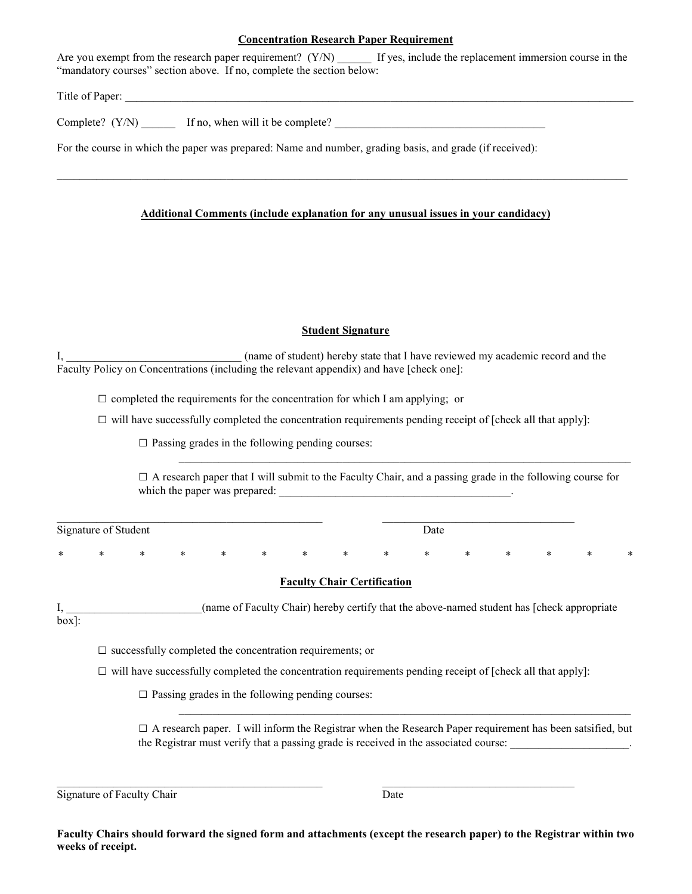## Concentration Research Paper Requirement

Are you exempt from the research paper requirement? (Y/N) ______ If yes, include the replacement immersion course in the "mandatory courses" section above. If no, complete the section below:

Title of Paper: ____________________________________________________________________________________

Complete? (Y/N) ______ If no, when will it be complete? ______________________________________

For the course in which the paper was prepared: Name and number, grading basis, and grade (if received):

____________________________________________________________________________________________

## Additional Comments (include explanation for any unusual issues in your candidacy)

## Student Signature

I, _______________________________ (name of student) hereby state that I have reviewed my academic record and the Faculty Policy on Concentrations (including the relevant appendix) and have [check one]:

☐ completed the requirements for the concentration for which I am applying; or

☐ will have successfully completed the concentration requirements pending receipt of [check all that apply]:

☐ Passing grades in the following pending courses:

________________________________________________________________________________

☐ A research paper that I will submit to the Faculty Chair, and a passing grade in the following course for which the paper was prepared: __________________________________________.

_______________________________________________ __________________________________

Signature of Student Date

* * * * * * * * * * * * * * *

## Faculty Chair Certification

I, ________________________(name of Faculty Chair) hereby certify that the above-named student has [check appropriate box]:

☐ successfully completed the concentration requirements; or

☐ will have successfully completed the concentration requirements pending receipt of [check all that apply]:

☐ Passing grades in the following pending courses:

________________________________________________________________________________

☐ A research paper. I will inform the Registrar when the Research Paper requirement has been satsified, but the Registrar must verify that a passing grade is received in the associated course: _____________________.

_______________________________________________ __________________________________

Signature of Faculty Chair Date

**Faculty Chairs should forward the signed form and attachments (except the research paper) to the Registrar within two weeks of receipt.**